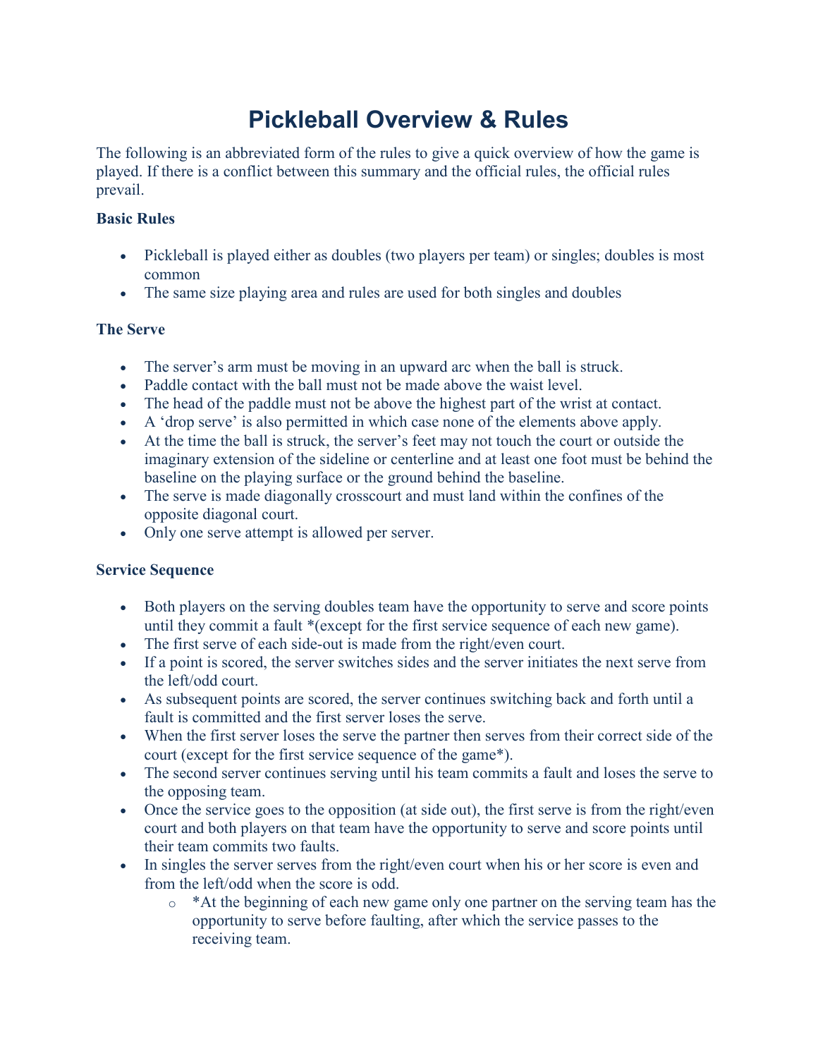# Pickleball Overview & Rules

The following is an abbreviated form of the rules to give a quick overview of how the game is played. If there is a conflict between this summary and the official rules, the official rules prevail.

### Basic Rules

- Pickleball is played either as doubles (two players per team) or singles; doubles is most common
- The same size playing area and rules are used for both singles and doubles

### The Serve

- The server's arm must be moving in an upward arc when the ball is struck.
- Paddle contact with the ball must not be made above the waist level.
- The head of the paddle must not be above the highest part of the wrist at contact.
- A 'drop serve' is also permitted in which case none of the elements above apply.
- At the time the ball is struck, the server's feet may not touch the court or outside the imaginary extension of the sideline or centerline and at least one foot must be behind the baseline on the playing surface or the ground behind the baseline.
- The serve is made diagonally crosscourt and must land within the confines of the opposite diagonal court.
- Only one serve attempt is allowed per server.

### Service Sequence

- Both players on the serving doubles team have the opportunity to serve and score points until they commit a fault *(except for the first service sequence of each new game).
- The first serve of each side-out is made from the right/even court.
- If a point is scored, the server switches sides and the server initiates the next serve from the left/odd court.
- As subsequent points are scored, the server continues switching back and forth until a fault is committed and the first server loses the serve.
- When the first server loses the serve the partner then serves from their correct side of the court (except for the first service sequence of the game*).
- The second server continues serving until his team commits a fault and loses the serve to the opposing team.
- Once the service goes to the opposition (at side out), the first serve is from the right/even court and both players on that team have the opportunity to serve and score points until their team commits two faults.
- In singles the server serves from the right/even court when his or her score is even and from the left/odd when the score is odd.
  - *At the beginning of each new game only one partner on the serving team has the opportunity to serve before faulting, after which the service passes to the receiving team.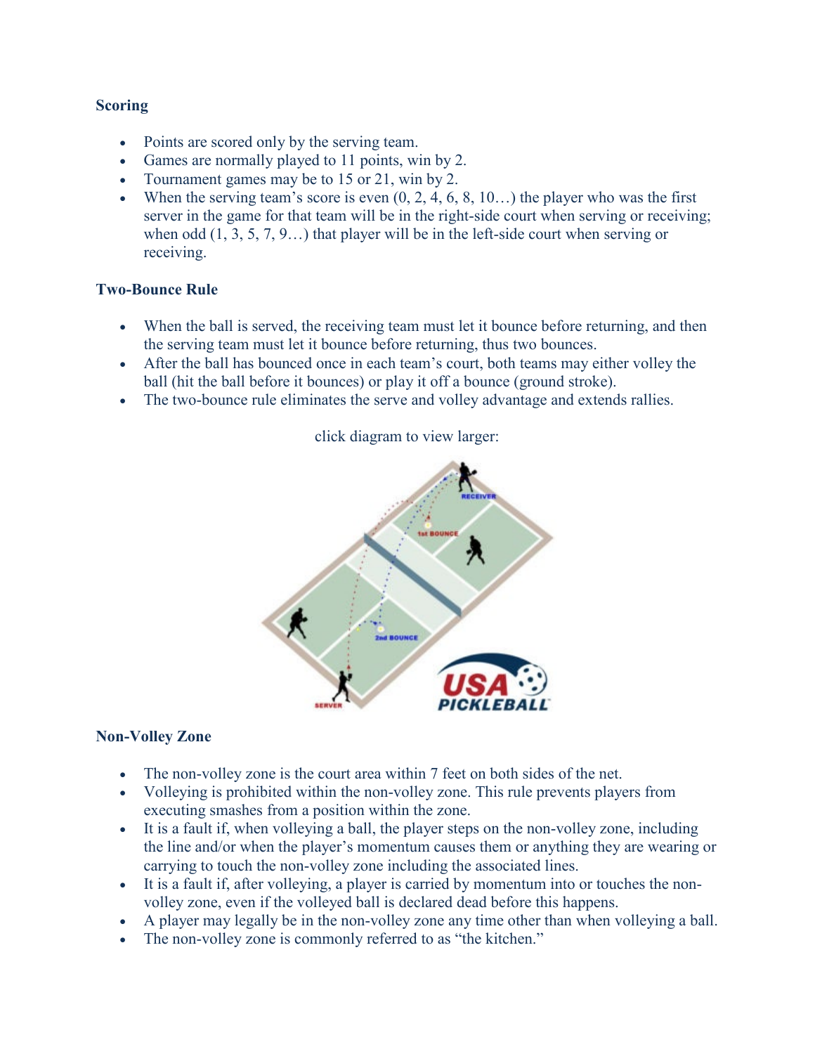**Scoring**

- Points are scored only by the serving team.
- Games are normally played to 11 points, win by 2.
- Tournament games may be to 15 or 21, win by 2.
- When the serving team's score is even (0, 2, 4, 6, 8, 10…) the player who was the first server in the game for that team will be in the right-side court when serving or receiving; when odd (1, 3, 5, 7, 9…) that player will be in the left-side court when serving or receiving.

**Two-Bounce Rule**

- When the ball is served, the receiving team must let it bounce before returning, and then the serving team must let it bounce before returning, thus two bounces.
- After the ball has bounced once in each team's court, both teams may either volley the ball (hit the ball before it bounces) or play it off a bounce (ground stroke).
- The two-bounce rule eliminates the serve and volley advantage and extends rallies.

click diagram to view larger:

**Non-Volley Zone**

- The non-volley zone is the court area within 7 feet on both sides of the net.
- Volleying is prohibited within the non-volley zone. This rule prevents players from executing smashes from a position within the zone.
- It is a fault if, when volleying a ball, the player steps on the non-volley zone, including the line and/or when the player's momentum causes them or anything they are wearing or carrying to touch the non-volley zone including the associated lines.
- It is a fault if, after volleying, a player is carried by momentum into or touches the non-volley zone, even if the volleyed ball is declared dead before this happens.
- A player may legally be in the non-volley zone any time other than when volleying a ball.
- The non-volley zone is commonly referred to as "the kitchen."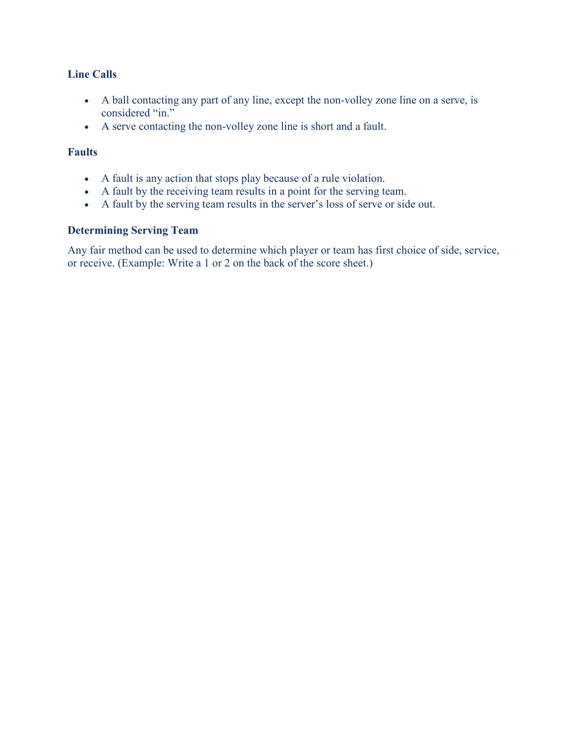### Line Calls

- A ball contacting any part of any line, except the non-volley zone line on a serve, is considered "in."
- A serve contacting the non-volley zone line is short and a fault.

### Faults

- A fault is any action that stops play because of a rule violation.
- A fault by the receiving team results in a point for the serving team.
- A fault by the serving team results in the server's loss of serve or side out.

### Determining Serving Team

Any fair method can be used to determine which player or team has first choice of side, service, or receive. (Example: Write a 1 or 2 on the back of the score sheet.)